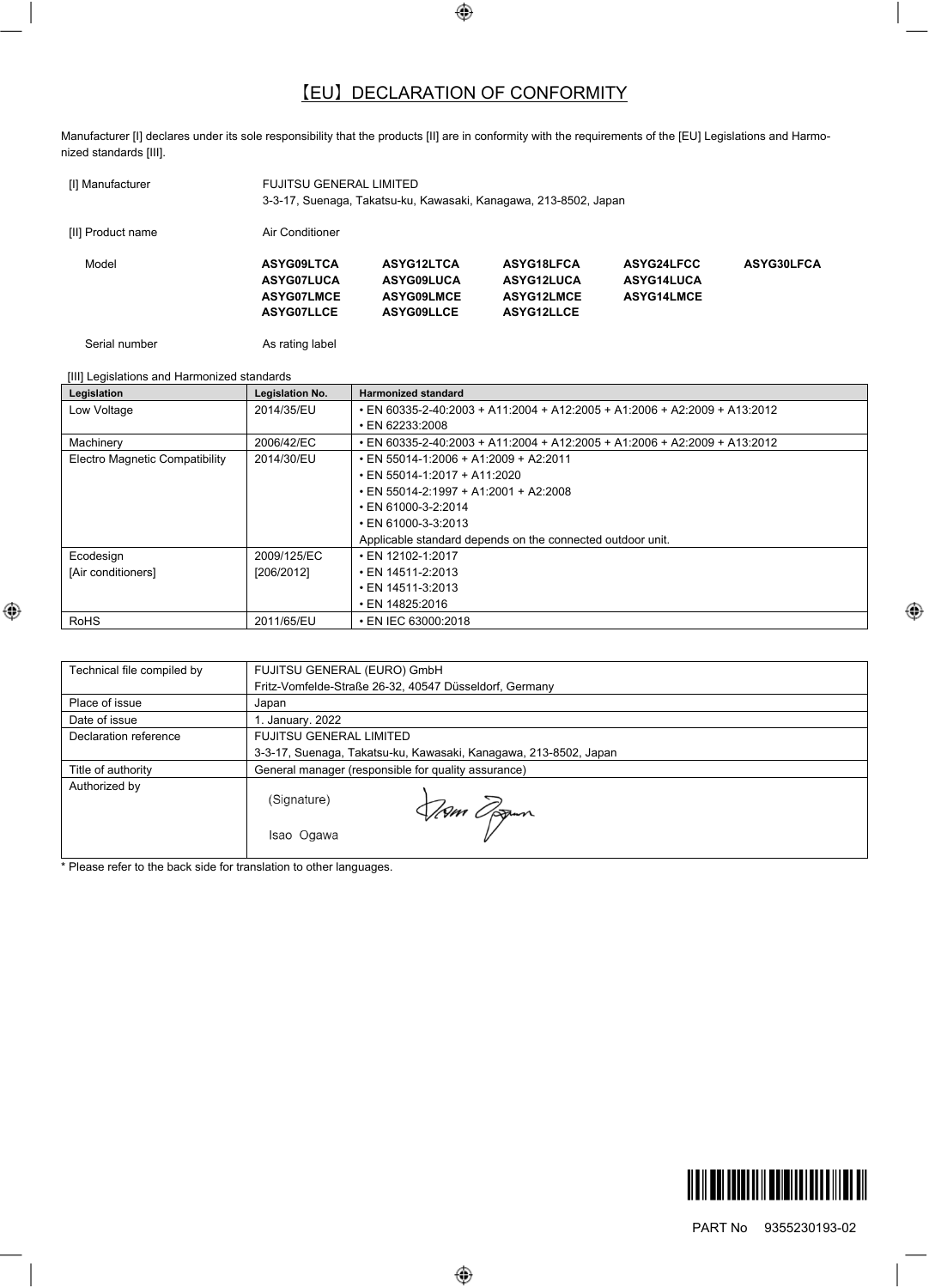# 【EU】DECLARATION OF CONFORMITY

Manufacturer [I] declares under its sole responsibility that the products [II] are in conformity with the requirements of the [EU] Legislations and Harmonized standards [III].

[I] Manufacturer — FUJITSU GENERAL LIMITED
3-3-17, Suenaga, Takatsu-ku, Kawasaki, Kanagawa, 213-8502, Japan

[II] Product name — Air Conditioner

Model:

| | | | | |
|---|---|---|---|---|
| **ASYG09LTCA** | **ASYG12LTCA** | **ASYG18LFCA** | **ASYG24LFCC** | **ASYG30LFCA** |
| **ASYG07LUCA** | **ASYG09LUCA** | **ASYG12LUCA** | **ASYG14LUCA** | |
| **ASYG07LMCE** | **ASYG09LMCE** | **ASYG12LMCE** | **ASYG14LMCE** | |
| **ASYG07LLCE** | **ASYG09LLCE** | **ASYG12LLCE** | | |

Serial number — As rating label

[III] Legislations and Harmonized standards

| Legislation | Legislation No. | Harmonized standard |
|---|---|---|
| Low Voltage | 2014/35/EU | • EN 60335-2-40:2003 + A11:2004 + A12:2005 + A1:2006 + A2:2009 + A13:2012<br>• EN 62233:2008 |
| Machinery | 2006/42/EC | • EN 60335-2-40:2003 + A11:2004 + A12:2005 + A1:2006 + A2:2009 + A13:2012 |
| Electro Magnetic Compatibility | 2014/30/EU | • EN 55014-1:2006 + A1:2009 + A2:2011<br>• EN 55014-1:2017 + A11:2020<br>• EN 55014-2:1997 + A1:2001 + A2:2008<br>• EN 61000-3-2:2014<br>• EN 61000-3-3:2013<br>Applicable standard depends on the connected outdoor unit. |
| Ecodesign<br>[Air conditioners] | 2009/125/EC<br>[206/2012] | • EN 12102-1:2017<br>• EN 14511-2:2013<br>• EN 14511-3:2013<br>• EN 14825:2016 |
| RoHS | 2011/65/EU | • EN IEC 63000:2018 |

| | |
|---|---|
| Technical file compiled by | FUJITSU GENERAL (EURO) GmbH<br>Fritz-Vomfelde-Straße 26-32, 40547 Düsseldorf, Germany |
| Place of issue | Japan |
| Date of issue | 1. January. 2022 |
| Declaration reference | FUJITSU GENERAL LIMITED<br>3-3-17, Suenaga, Takatsu-ku, Kawasaki, Kanagawa, 213-8502, Japan |
| Title of authority | General manager (responsible for quality assurance) |
| Authorized by | (Signature)<br>Isao Ogawa |

\* Please refer to the back side for translation to other languages.

PART No 9355230193-02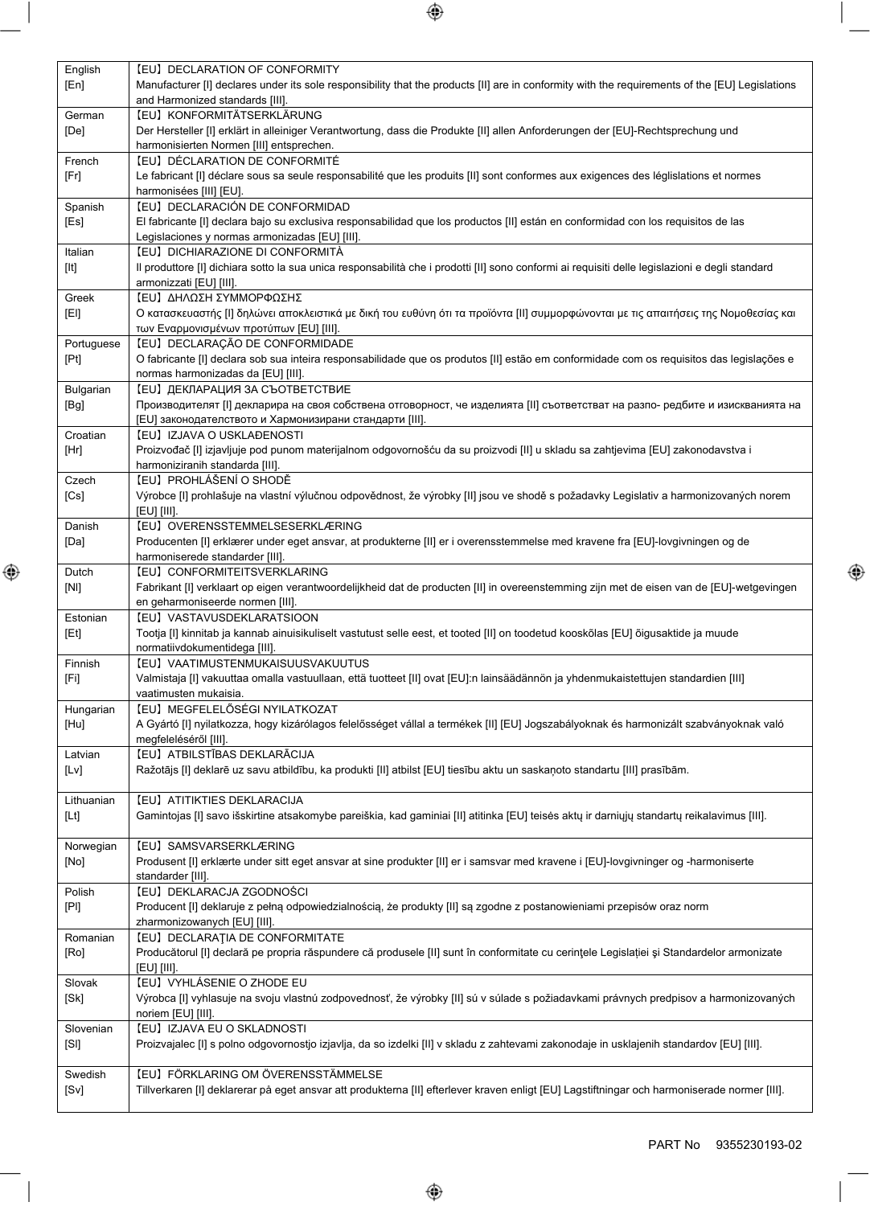| | |
|---|---|
| English [En] | 【EU】DECLARATION OF CONFORMITY<br>Manufacturer [I] declares under its sole responsibility that the products [II] are in conformity with the requirements of the [EU] Legislations and Harmonized standards [III]. |
| German [De] | 【EU】KONFORMITÄTSERKLÄRUNG<br>Der Hersteller [I] erklärt in alleiniger Verantwortung, dass die Produkte [II] allen Anforderungen der [EU]-Rechtsprechung und harmonisierten Normen [III] entsprechen. |
| French [Fr] | 【EU】DÉCLARATION DE CONFORMITÉ<br>Le fabricant [I] déclare sous sa seule responsabilité que les produits [II] sont conformes aux exigences des léglislations et normes harmonisées [III] [EU]. |
| Spanish [Es] | 【EU】DECLARACIÓN DE CONFORMIDAD<br>El fabricante [I] declara bajo su exclusiva responsabilidad que los productos [II] están en conformidad con los requisitos de las Legislaciones y normas armonizadas [EU] [III]. |
| Italian [It] | 【EU】DICHIARAZIONE DI CONFORMITÀ<br>Il produttore [I] dichiara sotto la sua unica responsabilità che i prodotti [II] sono conformi ai requisiti delle legislazioni e degli standard armonizzati [EU] [III]. |
| Greek [El] | 【EU】ΔΗΛΩΣΗ ΣΥΜΜΟΡΦΩΣΗΣ<br>Ο κατασκευαστής [I] δηλώνει αποκλειστικά με δική του ευθύνη ότι τα προϊόντα [II] συμμορφώνονται με τις απαιτήσεις της Νομοθεσίας και των Εναρμονισμένων προτύπων [EU] [III]. |
| Portuguese [Pt] | 【EU】DECLARAÇÃO DE CONFORMIDADE<br>O fabricante [I] declara sob sua inteira responsabilidade que os produtos [II] estão em conformidade com os requisitos das legislações e normas harmonizadas da [EU] [III]. |
| Bulgarian [Bg] | 【EU】ДЕКЛАРАЦИЯ ЗА СЪОТВЕТСТВИЕ<br>Производителят [I] декларира на своя собствена отговорност, че изделията [II] съответстват на разпо- редбите и изискванията на [EU] законодателството и Хармонизирани стандарти [III]. |
| Croatian [Hr] | 【EU】IZJAVA O USKLAĐENOSTI<br>Proizvođač [I] izjavljuje pod punom materijalnom odgovornošću da su proizvodi [II] u skladu sa zahtjevima [EU] zakonodavstva i harmoniziranih standarda [III]. |
| Czech [Cs] | 【EU】PROHLÁŠENÍ O SHODĚ<br>Výrobce [I] prohlašuje na vlastní výlučnou odpovědnost, že výrobky [II] jsou ve shodě s požadavky Legislativ a harmonizovaných norem [EU] [III]. |
| Danish [Da] | 【EU】OVERENSSTEMMELSESERKLÆRING<br>Producenten [I] erklærer under eget ansvar, at produkterne [II] er i overensstemmelse med kravene fra [EU]-lovgivningen og de harmoniserede standarder [III]. |
| Dutch [Nl] | 【EU】CONFORMITEITSVERKLARING<br>Fabrikant [I] verklaart op eigen verantwoordelijkheid dat de producten [II] in overeenstemming zijn met de eisen van de [EU]-wetgevingen en geharmoniseerde normen [III]. |
| Estonian [Et] | 【EU】VASTAVUSDEKLARATSIOON<br>Tootja [I] kinnitab ja kannab ainuisikuliselt vastutust selle eest, et tooted [II] on toodetud kooskõlas [EU] õigusaktide ja muude normatiivdokumentidega [III]. |
| Finnish [Fi] | 【EU】VAATIMUSTENMUKAISUUSVAKUUTUS<br>Valmistaja [I] vakuuttaa omalla vastuullaan, että tuotteet [II] ovat [EU]:n lainsäädännön ja yhdenmukaistettujen standardien [III] vaatimusten mukaisia. |
| Hungarian [Hu] | 【EU】MEGFELELŐSÉGI NYILATKOZAT<br>A Gyártó [I] nyilatkozza, hogy kizárólagos felelősséget vállal a termékek [II] [EU] Jogszabályoknak és harmonizált szabványoknak való megfeleléséről [III]. |
| Latvian [Lv] | 【EU】ATBILSTĪBAS DEKLARĀCIJA<br>Ražotājs [I] deklarē uz savu atbildību, ka produkti [II] atbilst [EU] tiesību aktu un saskaņoto standartu [III] prasībām. |
| Lithuanian [Lt] | 【EU】ATITIKTIES DEKLARACIJA<br>Gamintojas [I] savo išskirtine atsakomybe pareiškia, kad gaminiai [II] atitinka [EU] teisės aktų ir darniųjų standartų reikalavimus [III]. |
| Norwegian [No] | 【EU】SAMSVARSERKLÆRING<br>Produsent [I] erklærte under sitt eget ansvar at sine produkter [II] er i samsvar med kravene i [EU]-lovgivninger og -harmoniserte standarder [III]. |
| Polish [Pl] | 【EU】DEKLARACJA ZGODNOŚCI<br>Producent [I] deklaruje z pełną odpowiedzialnością, że produkty [II] są zgodne z postanowieniami przepisów oraz norm zharmonizowanych [EU] [III]. |
| Romanian [Ro] | 【EU】DECLARAŢIA DE CONFORMITATE<br>Producătorul [I] declară pe propria răspundere că produsele [II] sunt în conformitate cu cerinţele Legislației şi Standardelor armonizate [EU] [III]. |
| Slovak [Sk] | 【EU】VYHLÁSENIE O ZHODE EU<br>Výrobca [I] vyhlasuje na svoju vlastnú zodpovednosť, že výrobky [II] sú v súlade s požiadavkami právnych predpisov a harmonizovaných noriem [EU] [III]. |
| Slovenian [Sl] | 【EU】IZJAVA EU O SKLADNOSTI<br>Proizvajalec [I] s polno odgovornostjo izjavlja, da so izdelki [II] v skladu z zahtevami zakonodaje in usklajenih standardov [EU] [III]. |
| Swedish [Sv] | 【EU】FÖRKLARING OM ÖVERENSSTÄMMELSE<br>Tillverkaren [I] deklarerar på eget ansvar att produkterna [II] efterlever kraven enligt [EU] Lagstiftningar och harmoniserade normer [III]. |

PART No 9355230193-02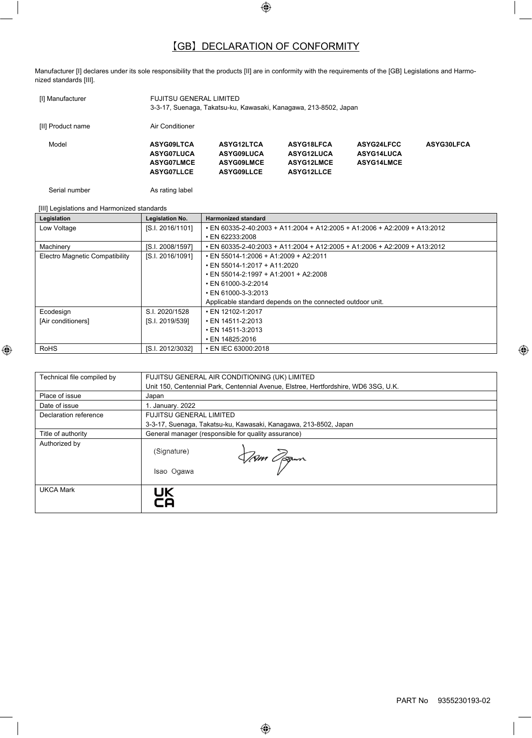# 【GB】DECLARATION OF CONFORMITY

Manufacturer [I] declares under its sole responsibility that the products [II] are in conformity with the requirements of the [GB] Legislations and Harmonized standards [III].

| | | | | | |
|---|---|---|---|---|---|
| [I] Manufacturer | FUJITSU GENERAL LIMITED<br>3-3-17, Suenaga, Takatsu-ku, Kawasaki, Kanagawa, 213-8502, Japan | | | | |
| [II] Product name | Air Conditioner | | | | |
| Model | **ASYG09LTCA** | **ASYG12LTCA** | **ASYG18LFCA** | **ASYG24LFCC** | **ASYG30LFCA** |
| | **ASYG07LUCA** | **ASYG09LUCA** | **ASYG12LUCA** | **ASYG14LUCA** | |
| | **ASYG07LMCE** | **ASYG09LMCE** | **ASYG12LMCE** | **ASYG14LMCE** | |
| | **ASYG07LLCE** | **ASYG09LLCE** | **ASYG12LLCE** | | |
| Serial number | As rating label | | | | |

[III] Legislations and Harmonized standards

| Legislation | Legislation No. | Harmonized standard |
|---|---|---|
| Low Voltage | [S.I. 2016/1101] | • EN 60335-2-40:2003 + A11:2004 + A12:2005 + A1:2006 + A2:2009 + A13:2012<br>• EN 62233:2008 |
| Machinery | [S.I. 2008/1597] | • EN 60335-2-40:2003 + A11:2004 + A12:2005 + A1:2006 + A2:2009 + A13:2012 |
| Electro Magnetic Compatibility | [S.I. 2016/1091] | • EN 55014-1:2006 + A1:2009 + A2:2011<br>• EN 55014-1:2017 + A11:2020<br>• EN 55014-2:1997 + A1:2001 + A2:2008<br>• EN 61000-3-2:2014<br>• EN 61000-3-3:2013<br>Applicable standard depends on the connected outdoor unit. |
| Ecodesign<br>[Air conditioners] | S.I. 2020/1528<br>[S.I. 2019/539] | • EN 12102-1:2017<br>• EN 14511-2:2013<br>• EN 14511-3:2013<br>• EN 14825:2016 |
| RoHS | [S.I. 2012/3032] | • EN IEC 63000:2018 |

| | |
|---|---|
| Technical file compiled by | FUJITSU GENERAL AIR CONDITIONING (UK) LIMITED<br>Unit 150, Centennial Park, Centennial Avenue, Elstree, Hertfordshire, WD6 3SG, U.K. |
| Place of issue | Japan |
| Date of issue | 1. January. 2022 |
| Declaration reference | FUJITSU GENERAL LIMITED<br>3-3-17, Suenaga, Takatsu-ku, Kawasaki, Kanagawa, 213-8502, Japan |
| Title of authority | General manager (responsible for quality assurance) |
| Authorized by | (Signature)<br>Isao Ogawa |
| UKCA Mark | UK CA |

PART No 9355230193-02